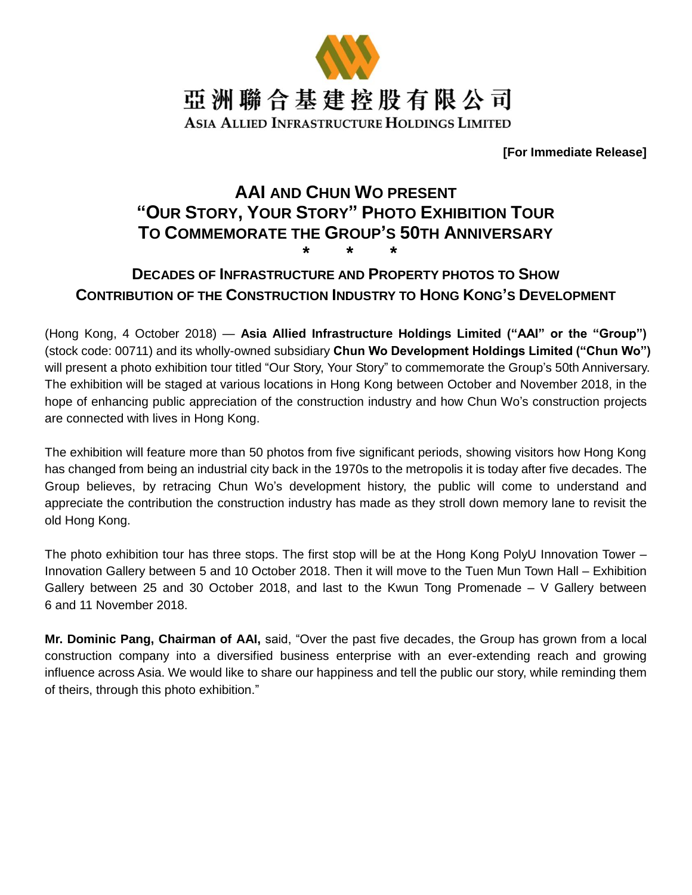亞洲聯合基建控股有限公司

ASIA ALLIED INFRASTRUCTURE HOLDINGS LIMITED

**[For Immediate Release]**

# AAI AND CHUN WO PRESENT "OUR STORY, YOUR STORY" PHOTO EXHIBITION TOUR TO COMMEMORATE THE GROUP'S 50TH ANNIVERSARY

\* \* \*

## DECADES OF INFRASTRUCTURE AND PROPERTY PHOTOS TO SHOW CONTRIBUTION OF THE CONSTRUCTION INDUSTRY TO HONG KONG'S DEVELOPMENT

(Hong Kong, 4 October 2018) — **Asia Allied Infrastructure Holdings Limited ("AAI" or the "Group")** (stock code: 00711) and its wholly-owned subsidiary **Chun Wo Development Holdings Limited ("Chun Wo")** will present a photo exhibition tour titled "Our Story, Your Story" to commemorate the Group's 50th Anniversary. The exhibition will be staged at various locations in Hong Kong between October and November 2018, in the hope of enhancing public appreciation of the construction industry and how Chun Wo's construction projects are connected with lives in Hong Kong.

The exhibition will feature more than 50 photos from five significant periods, showing visitors how Hong Kong has changed from being an industrial city back in the 1970s to the metropolis it is today after five decades. The Group believes, by retracing Chun Wo's development history, the public will come to understand and appreciate the contribution the construction industry has made as they stroll down memory lane to revisit the old Hong Kong.

The photo exhibition tour has three stops. The first stop will be at the Hong Kong PolyU Innovation Tower – Innovation Gallery between 5 and 10 October 2018. Then it will move to the Tuen Mun Town Hall – Exhibition Gallery between 25 and 30 October 2018, and last to the Kwun Tong Promenade – V Gallery between 6 and 11 November 2018.

**Mr. Dominic Pang, Chairman of AAI,** said, "Over the past five decades, the Group has grown from a local construction company into a diversified business enterprise with an ever-extending reach and growing influence across Asia. We would like to share our happiness and tell the public our story, while reminding them of theirs, through this photo exhibition."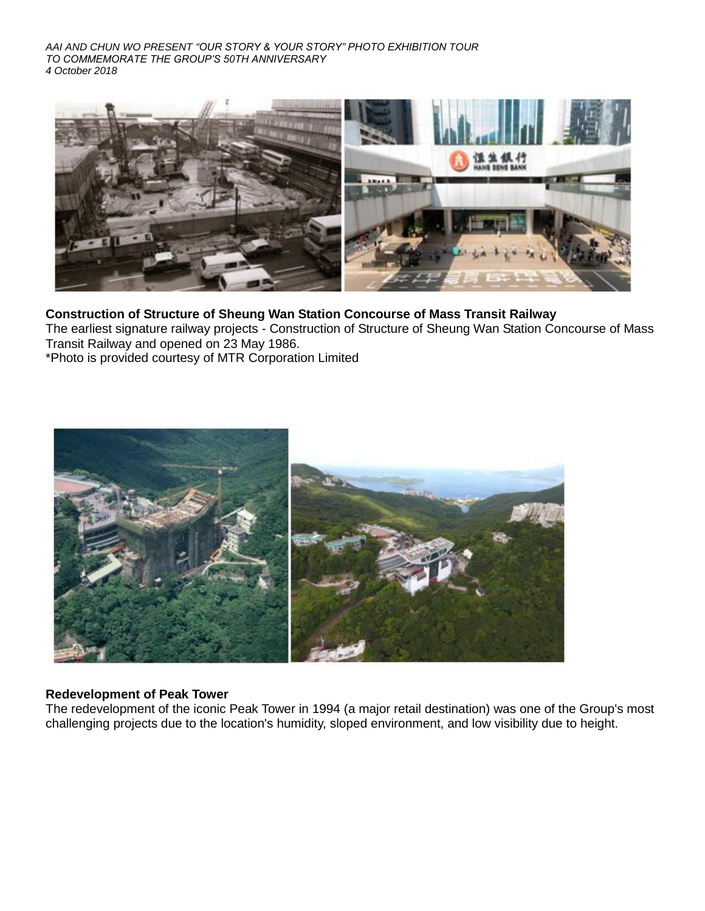**Construction of Structure of Sheung Wan Station Concourse of Mass Transit Railway**

The earliest signature railway projects - Construction of Structure of Sheung Wan Station Concourse of Mass Transit Railway and opened on 23 May 1986.

*Photo is provided courtesy of MTR Corporation Limited

**Redevelopment of Peak Tower**

The redevelopment of the iconic Peak Tower in 1994 (a major retail destination) was one of the Group's most challenging projects due to the location's humidity, sloped environment, and low visibility due to height.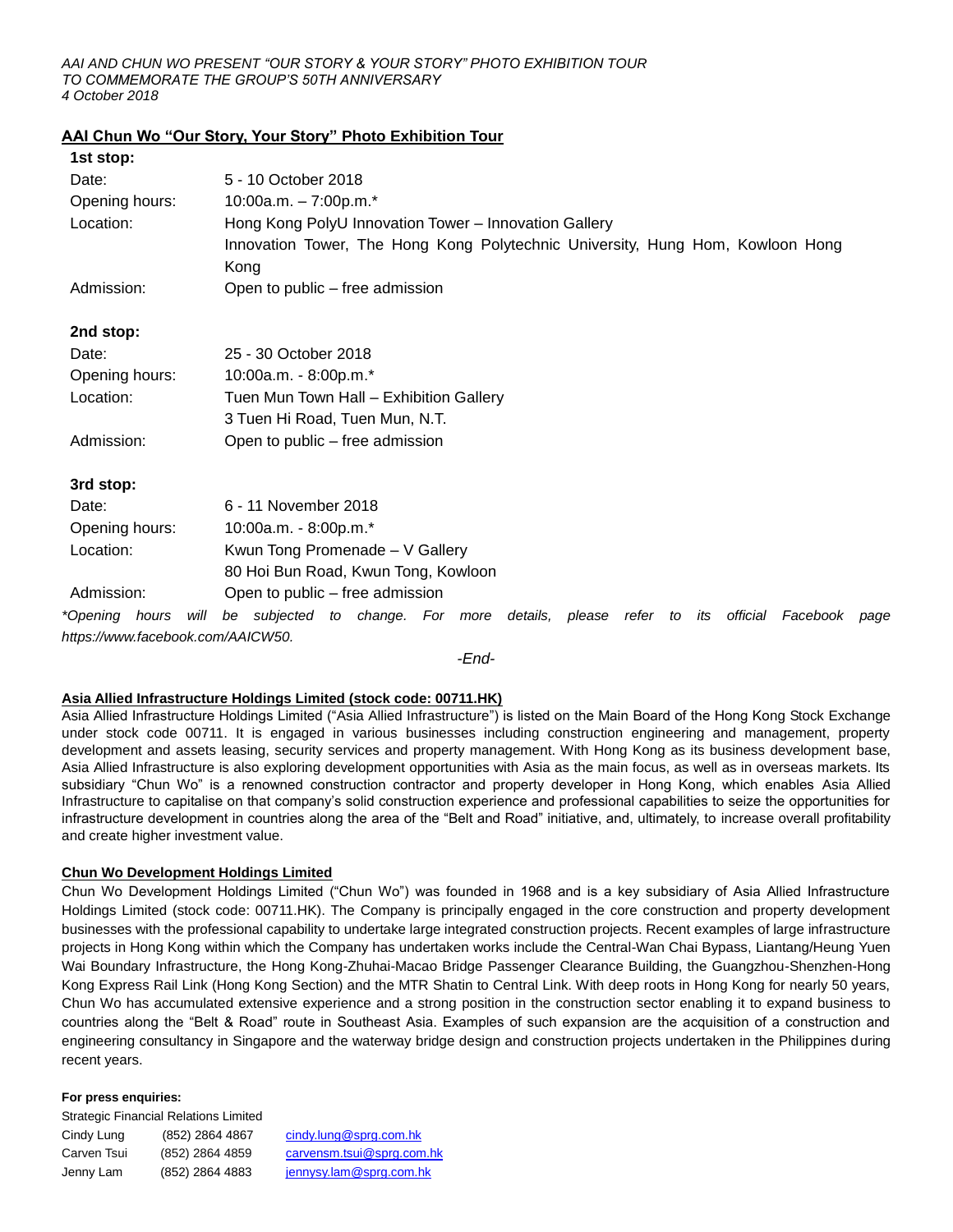*AAI AND CHUN WO PRESENT "OUR STORY & YOUR STORY" PHOTO EXHIBITION TOUR TO COMMEMORATE THE GROUP'S 50TH ANNIVERSARY*
*4 October 2018*

## AAI Chun Wo "Our Story, Your Story" Photo Exhibition Tour

**1st stop:**

| | |
|---|---|
| Date: | 5 - 10 October 2018 |
| Opening hours: | 10:00a.m. – 7:00p.m.* |
| Location: | Hong Kong PolyU Innovation Tower – Innovation Gallery<br>Innovation Tower, The Hong Kong Polytechnic University, Hung Hom, Kowloon Hong Kong |
| Admission: | Open to public – free admission |

**2nd stop:**

| | |
|---|---|
| Date: | 25 - 30 October 2018 |
| Opening hours: | 10:00a.m. - 8:00p.m.* |
| Location: | Tuen Mun Town Hall – Exhibition Gallery<br>3 Tuen Hi Road, Tuen Mun, N.T. |
| Admission: | Open to public – free admission |

**3rd stop:**

| | |
|---|---|
| Date: | 6 - 11 November 2018 |
| Opening hours: | 10:00a.m. - 8:00p.m.* |
| Location: | Kwun Tong Promenade – V Gallery<br>80 Hoi Bun Road, Kwun Tong, Kowloon |
| Admission: | Open to public – free admission |

*\*Opening hours will be subjected to change. For more details, please refer to its official Facebook page https://www.facebook.com/AAICW50.*

*-End-*

### Asia Allied Infrastructure Holdings Limited (stock code: 00711.HK)

Asia Allied Infrastructure Holdings Limited ("Asia Allied Infrastructure") is listed on the Main Board of the Hong Kong Stock Exchange under stock code 00711. It is engaged in various businesses including construction engineering and management, property development and assets leasing, security services and property management. With Hong Kong as its business development base, Asia Allied Infrastructure is also exploring development opportunities with Asia as the main focus, as well as in overseas markets. Its subsidiary "Chun Wo" is a renowned construction contractor and property developer in Hong Kong, which enables Asia Allied Infrastructure to capitalise on that company's solid construction experience and professional capabilities to seize the opportunities for infrastructure development in countries along the area of the "Belt and Road" initiative, and, ultimately, to increase overall profitability and create higher investment value.

### Chun Wo Development Holdings Limited

Chun Wo Development Holdings Limited ("Chun Wo") was founded in 1968 and is a key subsidiary of Asia Allied Infrastructure Holdings Limited (stock code: 00711.HK). The Company is principally engaged in the core construction and property development businesses with the professional capability to undertake large integrated construction projects. Recent examples of large infrastructure projects in Hong Kong within which the Company has undertaken works include the Central-Wan Chai Bypass, Liantang/Heung Yuen Wai Boundary Infrastructure, the Hong Kong-Zhuhai-Macao Bridge Passenger Clearance Building, the Guangzhou-Shenzhen-Hong Kong Express Rail Link (Hong Kong Section) and the MTR Shatin to Central Link. With deep roots in Hong Kong for nearly 50 years, Chun Wo has accumulated extensive experience and a strong position in the construction sector enabling it to expand business to countries along the "Belt & Road" route in Southeast Asia. Examples of such expansion are the acquisition of a construction and engineering consultancy in Singapore and the waterway bridge design and construction projects undertaken in the Philippines during recent years.

**For press enquiries:**

Strategic Financial Relations Limited

| | | |
|---|---|---|
| Cindy Lung | (852) 2864 4867 | cindy.lung@sprg.com.hk |
| Carven Tsui | (852) 2864 4859 | carvensm.tsui@sprg.com.hk |
| Jenny Lam | (852) 2864 4883 | jennysy.lam@sprg.com.hk |